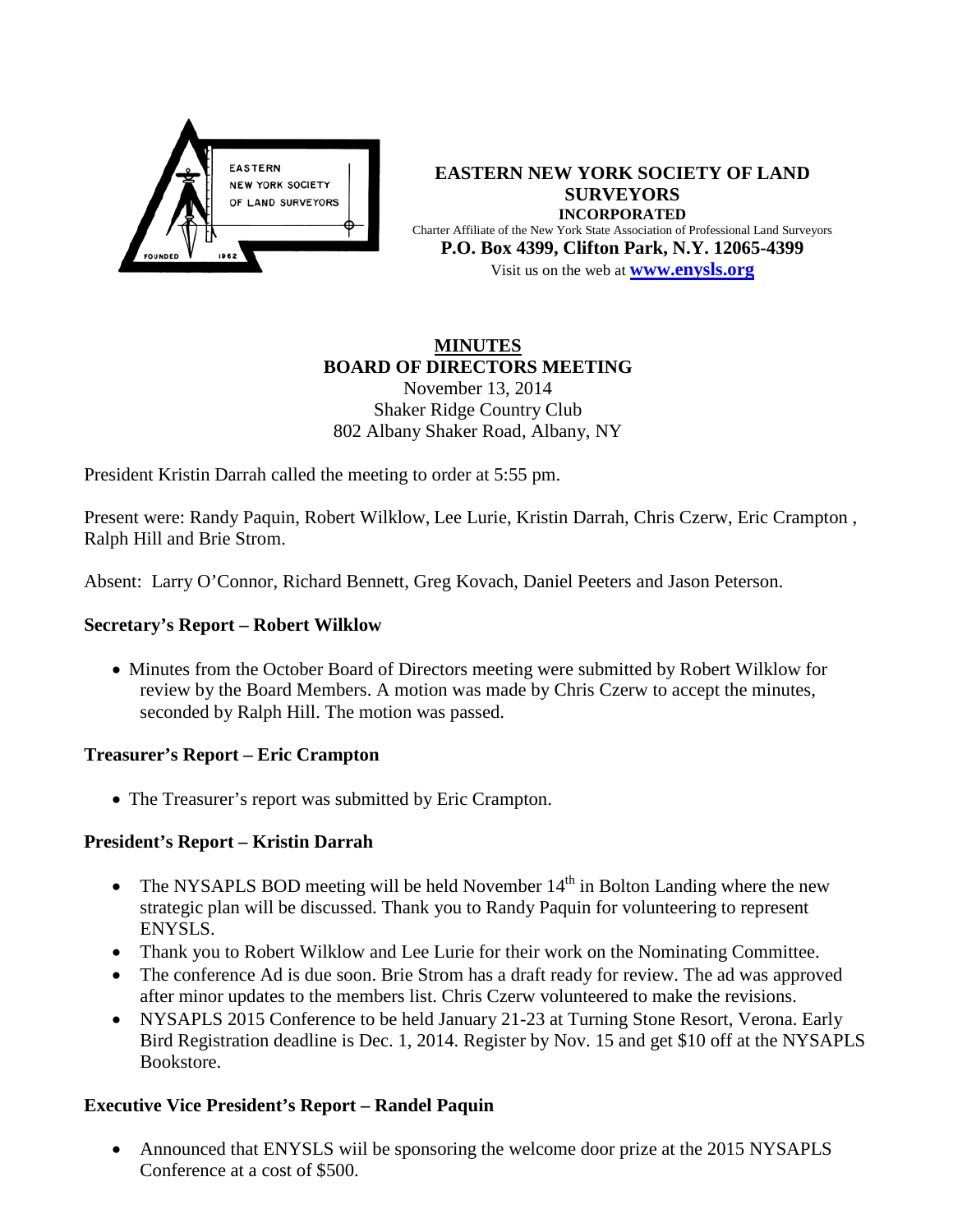# EASTERN NEW YORK SOCIETY OF LAND SURVEYORS

**INCORPORATED**

Charter Affiliate of the New York State Association of Professional Land Surveyors

**P.O. Box 4399, Clifton Park, N.Y. 12065-4399**

Visit us on the web at **www.enysls.org**

## MINUTES
## BOARD OF DIRECTORS MEETING

November 13, 2014
Shaker Ridge Country Club
802 Albany Shaker Road, Albany, NY

President Kristin Darrah called the meeting to order at 5:55 pm.

Present were: Randy Paquin, Robert Wilklow, Lee Lurie, Kristin Darrah, Chris Czerw, Eric Crampton , Ralph Hill and Brie Strom.

Absent: Larry O'Connor, Richard Bennett, Greg Kovach, Daniel Peeters and Jason Peterson.

### Secretary's Report – Robert Wilklow

- Minutes from the October Board of Directors meeting were submitted by Robert Wilklow for review by the Board Members. A motion was made by Chris Czerw to accept the minutes, seconded by Ralph Hill. The motion was passed.

### Treasurer's Report – Eric Crampton

- The Treasurer's report was submitted by Eric Crampton.

### President's Report – Kristin Darrah

- The NYSAPLS BOD meeting will be held November 14th in Bolton Landing where the new strategic plan will be discussed. Thank you to Randy Paquin for volunteering to represent ENYSLS.
- Thank you to Robert Wilklow and Lee Lurie for their work on the Nominating Committee.
- The conference Ad is due soon. Brie Strom has a draft ready for review. The ad was approved after minor updates to the members list. Chris Czerw volunteered to make the revisions.
- NYSAPLS 2015 Conference to be held January 21-23 at Turning Stone Resort, Verona. Early Bird Registration deadline is Dec. 1, 2014. Register by Nov. 15 and get $10 off at the NYSAPLS Bookstore.

### Executive Vice President's Report – Randel Paquin

- Announced that ENYSLS wiil be sponsoring the welcome door prize at the 2015 NYSAPLS Conference at a cost of $500.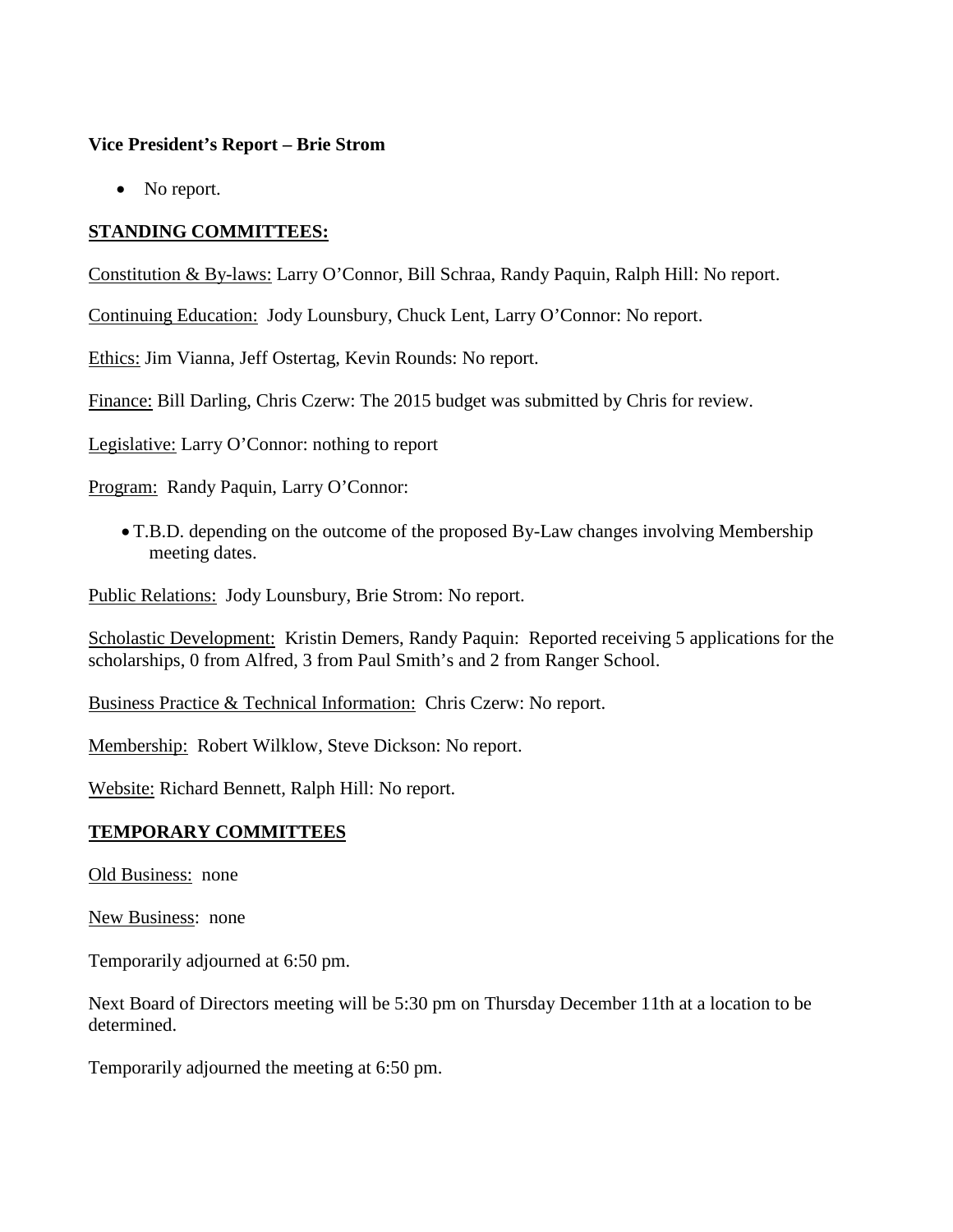**Vice President's Report – Brie Strom**

- No report.

**STANDING COMMITTEES:**

Constitution & By-laws: Larry O'Connor, Bill Schraa, Randy Paquin, Ralph Hill: No report.

Continuing Education: Jody Lounsbury, Chuck Lent, Larry O'Connor: No report.

Ethics: Jim Vianna, Jeff Ostertag, Kevin Rounds: No report.

Finance: Bill Darling, Chris Czerw: The 2015 budget was submitted by Chris for review.

Legislative: Larry O'Connor: nothing to report

Program: Randy Paquin, Larry O'Connor:

- T.B.D. depending on the outcome of the proposed By-Law changes involving Membership meeting dates.

Public Relations: Jody Lounsbury, Brie Strom: No report.

Scholastic Development: Kristin Demers, Randy Paquin: Reported receiving 5 applications for the scholarships, 0 from Alfred, 3 from Paul Smith's and 2 from Ranger School.

Business Practice & Technical Information: Chris Czerw: No report.

Membership: Robert Wilklow, Steve Dickson: No report.

Website: Richard Bennett, Ralph Hill: No report.

**TEMPORARY COMMITTEES**

Old Business: none

New Business: none

Temporarily adjourned at 6:50 pm.

Next Board of Directors meeting will be 5:30 pm on Thursday December 11th at a location to be determined.

Temporarily adjourned the meeting at 6:50 pm.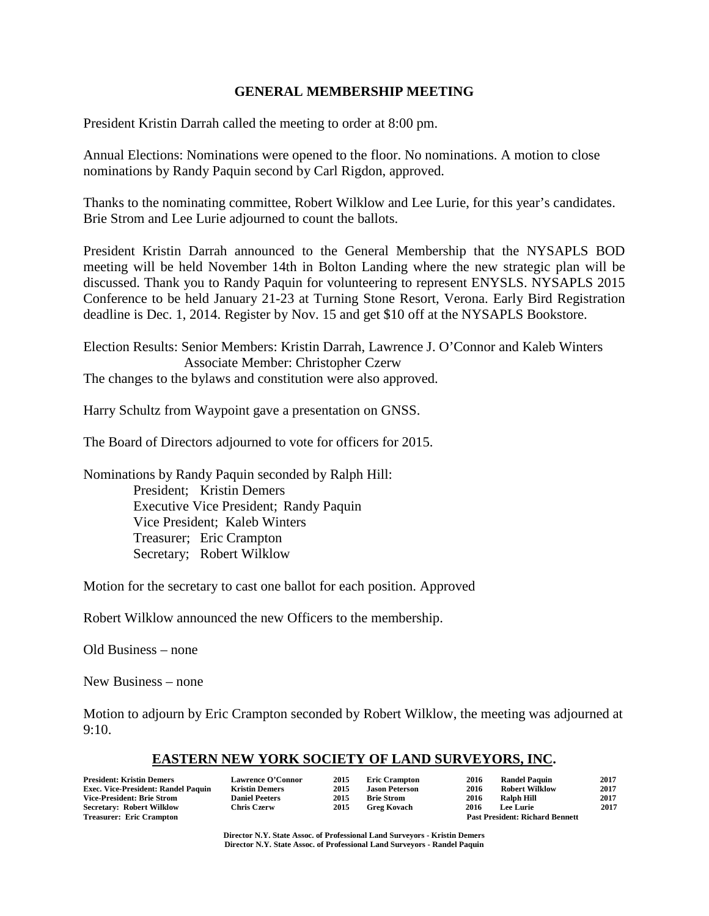## GENERAL MEMBERSHIP MEETING

President Kristin Darrah called the meeting to order at 8:00 pm.

Annual Elections: Nominations were opened to the floor. No nominations. A motion to close nominations by Randy Paquin second by Carl Rigdon, approved.

Thanks to the nominating committee, Robert Wilklow and Lee Lurie, for this year's candidates. Brie Strom and Lee Lurie adjourned to count the ballots.

President Kristin Darrah announced to the General Membership that the NYSAPLS BOD meeting will be held November 14th in Bolton Landing where the new strategic plan will be discussed. Thank you to Randy Paquin for volunteering to represent ENYSLS. NYSAPLS 2015 Conference to be held January 21-23 at Turning Stone Resort, Verona. Early Bird Registration deadline is Dec. 1, 2014. Register by Nov. 15 and get $10 off at the NYSAPLS Bookstore.

Election Results: Senior Members: Kristin Darrah, Lawrence J. O'Connor and Kaleb Winters
Associate Member: Christopher Czerw
The changes to the bylaws and constitution were also approved.

Harry Schultz from Waypoint gave a presentation on GNSS.

The Board of Directors adjourned to vote for officers for 2015.

Nominations by Randy Paquin seconded by Ralph Hill:
President; Kristin Demers
Executive Vice President; Randy Paquin
Vice President; Kaleb Winters
Treasurer; Eric Crampton
Secretary; Robert Wilklow

Motion for the secretary to cast one ballot for each position. Approved

Robert Wilklow announced the new Officers to the membership.

Old Business – none

New Business – none

Motion to adjourn by Eric Crampton seconded by Robert Wilklow, the meeting was adjourned at 9:10.

## EASTERN NEW YORK SOCIETY OF LAND SURVEYORS, INC.

| | | | | | | |
|---|---|---|---|---|---|---|
| **President: Kristin Demers** | **Lawrence O'Connor** | **2015** | **Eric Crampton** | **2016** | **Randel Paquin** | **2017** |
| **Exec. Vice-President: Randel Paquin** | **Kristin Demers** | **2015** | **Jason Peterson** | **2016** | **Robert Wilklow** | **2017** |
| **Vice-President: Brie Strom** | **Daniel Peeters** | **2015** | **Brie Strom** | **2016** | **Ralph Hill** | **2017** |
| **Secretary: Robert Wilklow** | **Chris Czerw** | **2015** | **Greg Kovach** | **2016** | **Lee Lurie** | **2017** |
| **Treasurer: Eric Crampton** | | | | **Past President: Richard Bennett** | | |

**Director N.Y. State Assoc. of Professional Land Surveyors - Kristin Demers**
**Director N.Y. State Assoc. of Professional Land Surveyors - Randel Paquin**